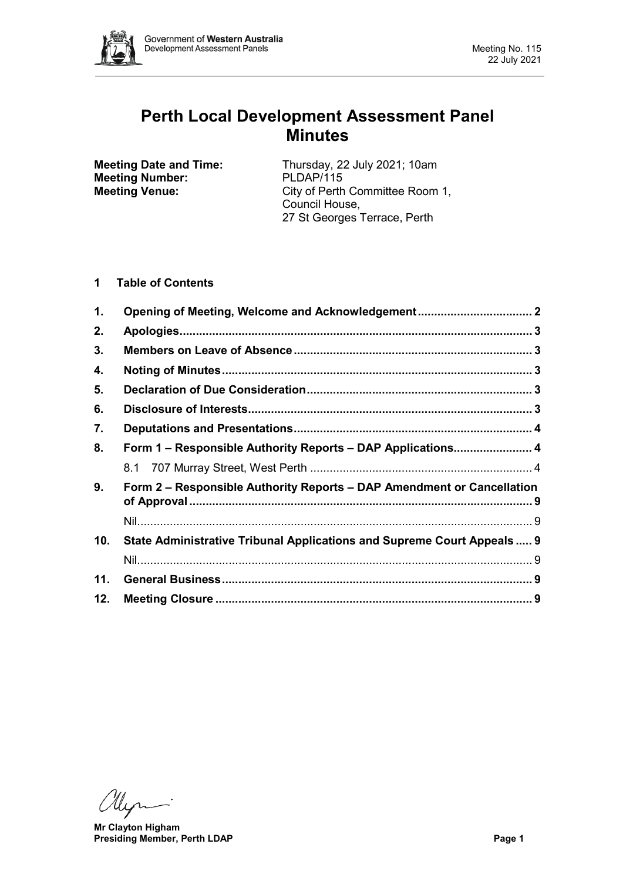# Perth Local Development Assessment Panel Minutes

**Meeting Date and Time:** Thursday, 22 July 2021; 10am
**Meeting Number:** PLDAP/115
**Meeting Venue:** City of Perth Committee Room 1, Council House, 27 St Georges Terrace, Perth

## 1 Table of Contents

| | | |
|---|---|---|
| **1.** | **Opening of Meeting, Welcome and Acknowledgement** | **2** |
| **2.** | **Apologies** | **3** |
| **3.** | **Members on Leave of Absence** | **3** |
| **4.** | **Noting of Minutes** | **3** |
| **5.** | **Declaration of Due Consideration** | **3** |
| **6.** | **Disclosure of Interests** | **3** |
| **7.** | **Deputations and Presentations** | **4** |
| **8.** | **Form 1 – Responsible Authority Reports – DAP Applications** | **4** |
| | 8.1 707 Murray Street, West Perth | 4 |
| **9.** | **Form 2 – Responsible Authority Reports – DAP Amendment or Cancellation of Approval** | **9** |
| | Nil | 9 |
| **10.** | **State Administrative Tribunal Applications and Supreme Court Appeals** | **9** |
| | Nil | 9 |
| **11.** | **General Business** | **9** |
| **12.** | **Meeting Closure** | **9** |

**Mr Clayton Higham**
**Presiding Member, Perth LDAP**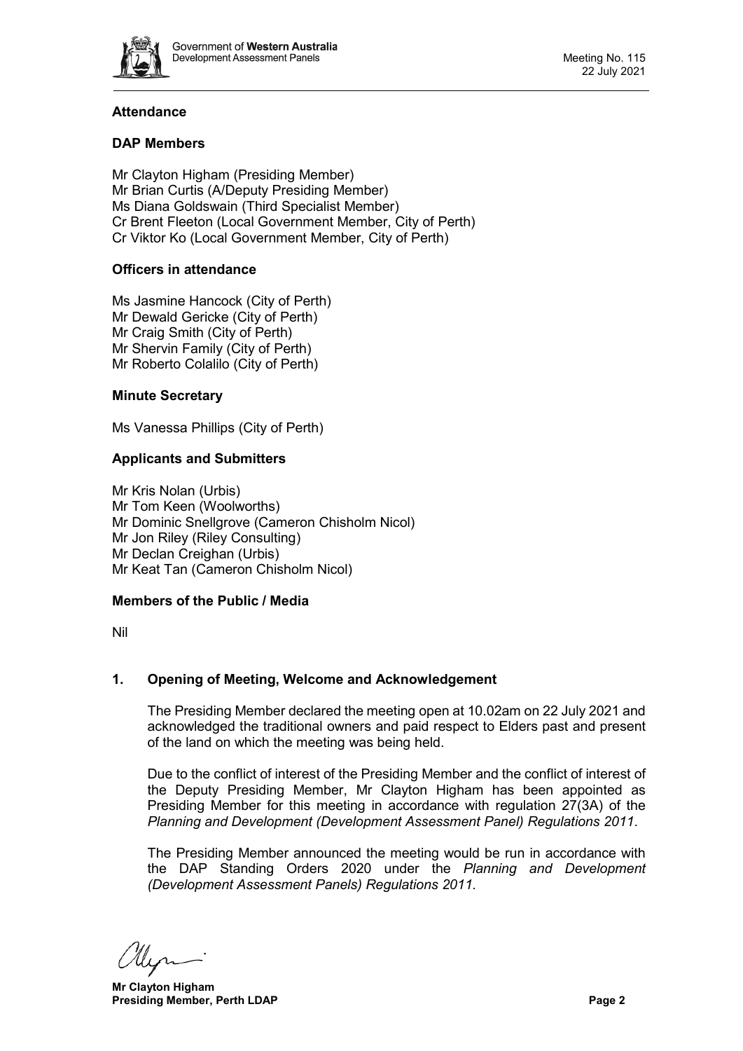### Attendance

### DAP Members

Mr Clayton Higham (Presiding Member)
Mr Brian Curtis (A/Deputy Presiding Member)
Ms Diana Goldswain (Third Specialist Member)
Cr Brent Fleeton (Local Government Member, City of Perth)
Cr Viktor Ko (Local Government Member, City of Perth)

### Officers in attendance

Ms Jasmine Hancock (City of Perth)
Mr Dewald Gericke (City of Perth)
Mr Craig Smith (City of Perth)
Mr Shervin Family (City of Perth)
Mr Roberto Colalilo (City of Perth)

### Minute Secretary

Ms Vanessa Phillips (City of Perth)

### Applicants and Submitters

Mr Kris Nolan (Urbis)
Mr Tom Keen (Woolworths)
Mr Dominic Snellgrove (Cameron Chisholm Nicol)
Mr Jon Riley (Riley Consulting)
Mr Declan Creighan (Urbis)
Mr Keat Tan (Cameron Chisholm Nicol)

### Members of the Public / Media

Nil

## 1. Opening of Meeting, Welcome and Acknowledgement

The Presiding Member declared the meeting open at 10.02am on 22 July 2021 and acknowledged the traditional owners and paid respect to Elders past and present of the land on which the meeting was being held.

Due to the conflict of interest of the Presiding Member and the conflict of interest of the Deputy Presiding Member, Mr Clayton Higham has been appointed as Presiding Member for this meeting in accordance with regulation 27(3A) of the *Planning and Development (Development Assessment Panel) Regulations 2011*.

The Presiding Member announced the meeting would be run in accordance with the DAP Standing Orders 2020 under the *Planning and Development (Development Assessment Panels) Regulations 2011*.

**Mr Clayton Higham**
**Presiding Member, Perth LDAP**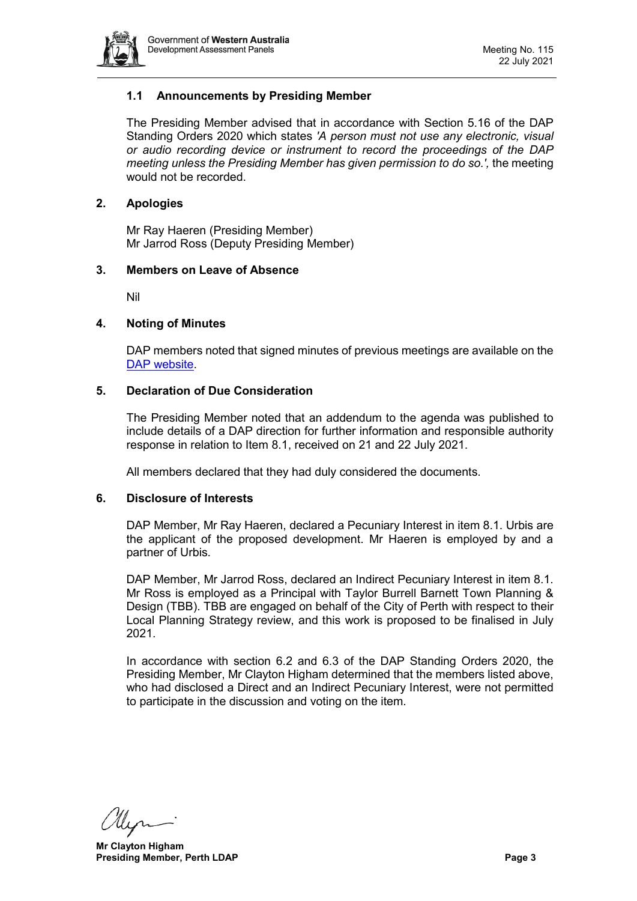### 1.1 Announcements by Presiding Member

The Presiding Member advised that in accordance with Section 5.16 of the DAP Standing Orders 2020 which states *'A person must not use any electronic, visual or audio recording device or instrument to record the proceedings of the DAP meeting unless the Presiding Member has given permission to do so.'*, the meeting would not be recorded.

## 2. Apologies

Mr Ray Haeren (Presiding Member)
Mr Jarrod Ross (Deputy Presiding Member)

## 3. Members on Leave of Absence

Nil

## 4. Noting of Minutes

DAP members noted that signed minutes of previous meetings are available on the [DAP website](DAP website).

## 5. Declaration of Due Consideration

The Presiding Member noted that an addendum to the agenda was published to include details of a DAP direction for further information and responsible authority response in relation to Item 8.1, received on 21 and 22 July 2021.

All members declared that they had duly considered the documents.

## 6. Disclosure of Interests

DAP Member, Mr Ray Haeren, declared a Pecuniary Interest in item 8.1. Urbis are the applicant of the proposed development. Mr Haeren is employed by and a partner of Urbis.

DAP Member, Mr Jarrod Ross, declared an Indirect Pecuniary Interest in item 8.1. Mr Ross is employed as a Principal with Taylor Burrell Barnett Town Planning & Design (TBB). TBB are engaged on behalf of the City of Perth with respect to their Local Planning Strategy review, and this work is proposed to be finalised in July 2021.

In accordance with section 6.2 and 6.3 of the DAP Standing Orders 2020, the Presiding Member, Mr Clayton Higham determined that the members listed above, who had disclosed a Direct and an Indirect Pecuniary Interest, were not permitted to participate in the discussion and voting on the item.

**Mr Clayton Higham**
**Presiding Member, Perth LDAP**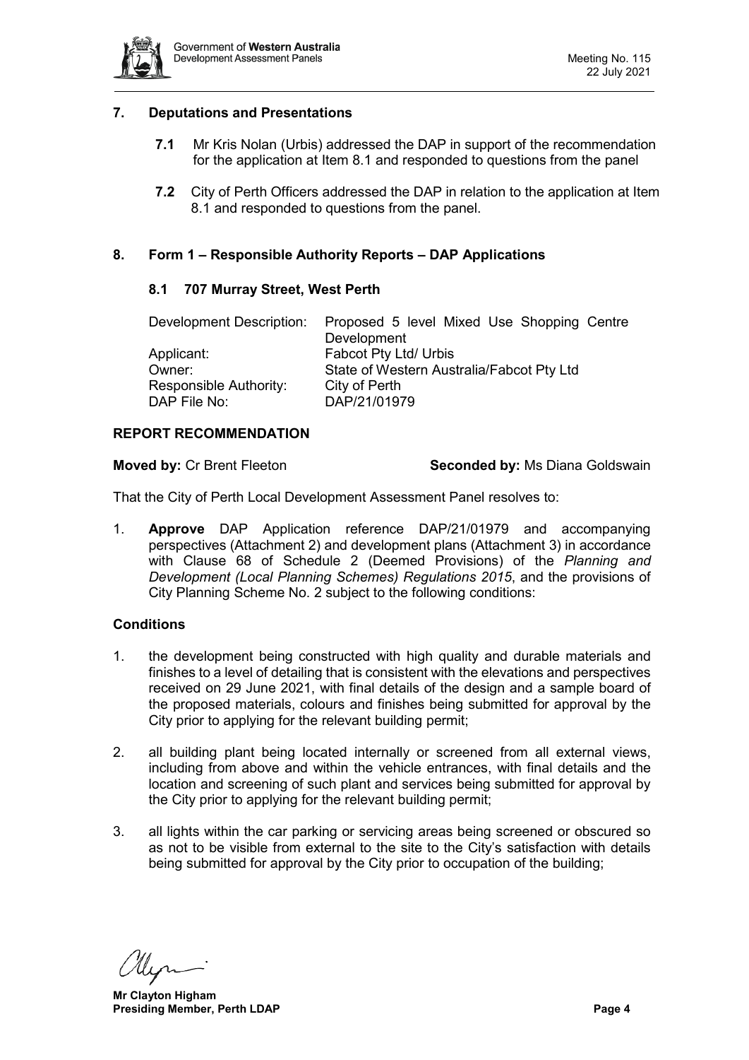## 7. Deputations and Presentations

**7.1** Mr Kris Nolan (Urbis) addressed the DAP in support of the recommendation for the application at Item 8.1 and responded to questions from the panel

**7.2** City of Perth Officers addressed the DAP in relation to the application at Item 8.1 and responded to questions from the panel.

## 8. Form 1 – Responsible Authority Reports – DAP Applications

### 8.1 707 Murray Street, West Perth

| | |
|---|---|
| Development Description: | Proposed 5 level Mixed Use Shopping Centre Development |
| Applicant: | Fabcot Pty Ltd/ Urbis |
| Owner: | State of Western Australia/Fabcot Pty Ltd |
| Responsible Authority: | City of Perth |
| DAP File No: | DAP/21/01979 |

**REPORT RECOMMENDATION**

**Moved by:** Cr Brent Fleeton **Seconded by:** Ms Diana Goldswain

That the City of Perth Local Development Assessment Panel resolves to:

1. **Approve** DAP Application reference DAP/21/01979 and accompanying perspectives (Attachment 2) and development plans (Attachment 3) in accordance with Clause 68 of Schedule 2 (Deemed Provisions) of the *Planning and Development (Local Planning Schemes) Regulations 2015*, and the provisions of City Planning Scheme No. 2 subject to the following conditions:

**Conditions**

1. the development being constructed with high quality and durable materials and finishes to a level of detailing that is consistent with the elevations and perspectives received on 29 June 2021, with final details of the design and a sample board of the proposed materials, colours and finishes being submitted for approval by the City prior to applying for the relevant building permit;

2. all building plant being located internally or screened from all external views, including from above and within the vehicle entrances, with final details and the location and screening of such plant and services being submitted for approval by the City prior to applying for the relevant building permit;

3. all lights within the car parking or servicing areas being screened or obscured so as not to be visible from external to the site to the City's satisfaction with details being submitted for approval by the City prior to occupation of the building;

**Mr Clayton Higham**
**Presiding Member, Perth LDAP**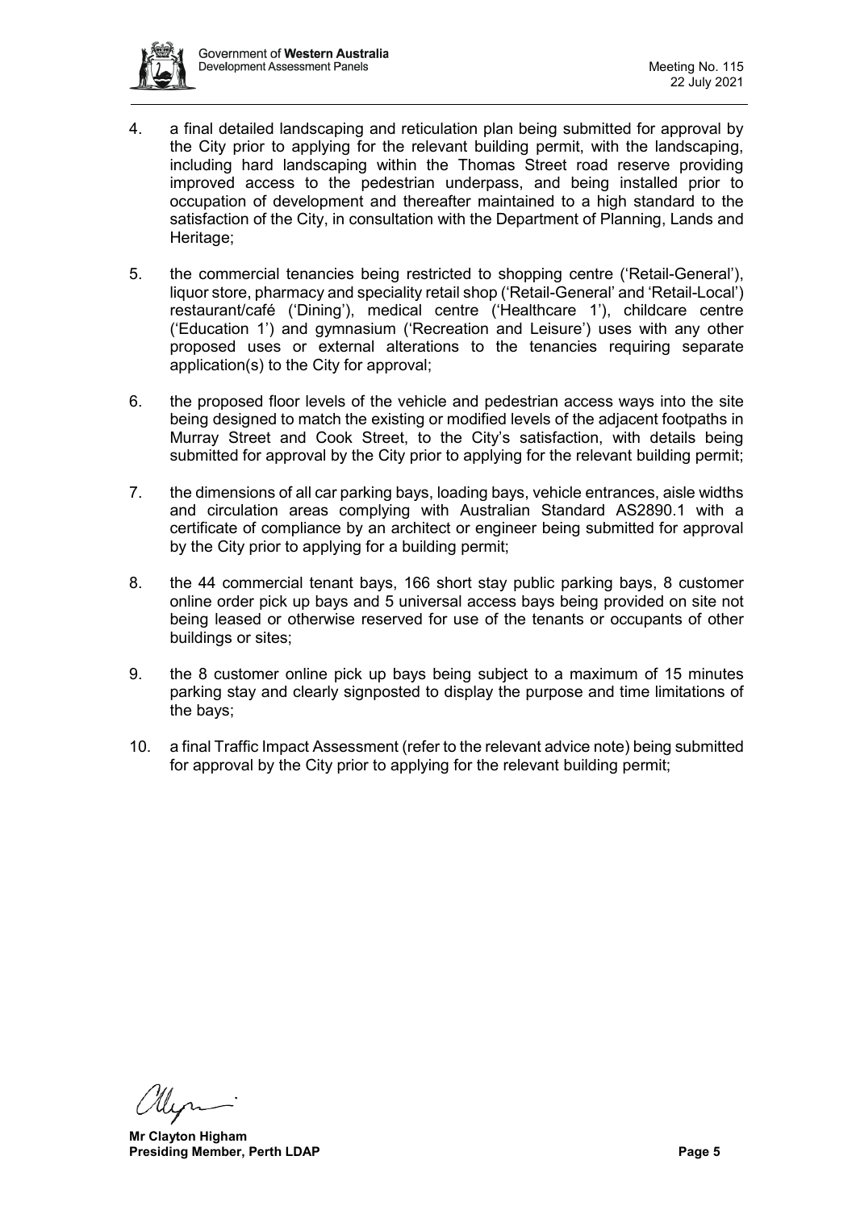4. a final detailed landscaping and reticulation plan being submitted for approval by the City prior to applying for the relevant building permit, with the landscaping, including hard landscaping within the Thomas Street road reserve providing improved access to the pedestrian underpass, and being installed prior to occupation of development and thereafter maintained to a high standard to the satisfaction of the City, in consultation with the Department of Planning, Lands and Heritage;

5. the commercial tenancies being restricted to shopping centre ('Retail-General'), liquor store, pharmacy and speciality retail shop ('Retail-General' and 'Retail-Local') restaurant/café ('Dining'), medical centre ('Healthcare 1'), childcare centre ('Education 1') and gymnasium ('Recreation and Leisure') uses with any other proposed uses or external alterations to the tenancies requiring separate application(s) to the City for approval;

6. the proposed floor levels of the vehicle and pedestrian access ways into the site being designed to match the existing or modified levels of the adjacent footpaths in Murray Street and Cook Street, to the City's satisfaction, with details being submitted for approval by the City prior to applying for the relevant building permit;

7. the dimensions of all car parking bays, loading bays, vehicle entrances, aisle widths and circulation areas complying with Australian Standard AS2890.1 with a certificate of compliance by an architect or engineer being submitted for approval by the City prior to applying for a building permit;

8. the 44 commercial tenant bays, 166 short stay public parking bays, 8 customer online order pick up bays and 5 universal access bays being provided on site not being leased or otherwise reserved for use of the tenants or occupants of other buildings or sites;

9. the 8 customer online pick up bays being subject to a maximum of 15 minutes parking stay and clearly signposted to display the purpose and time limitations of the bays;

10. a final Traffic Impact Assessment (refer to the relevant advice note) being submitted for approval by the City prior to applying for the relevant building permit;

**Mr Clayton Higham**
**Presiding Member, Perth LDAP**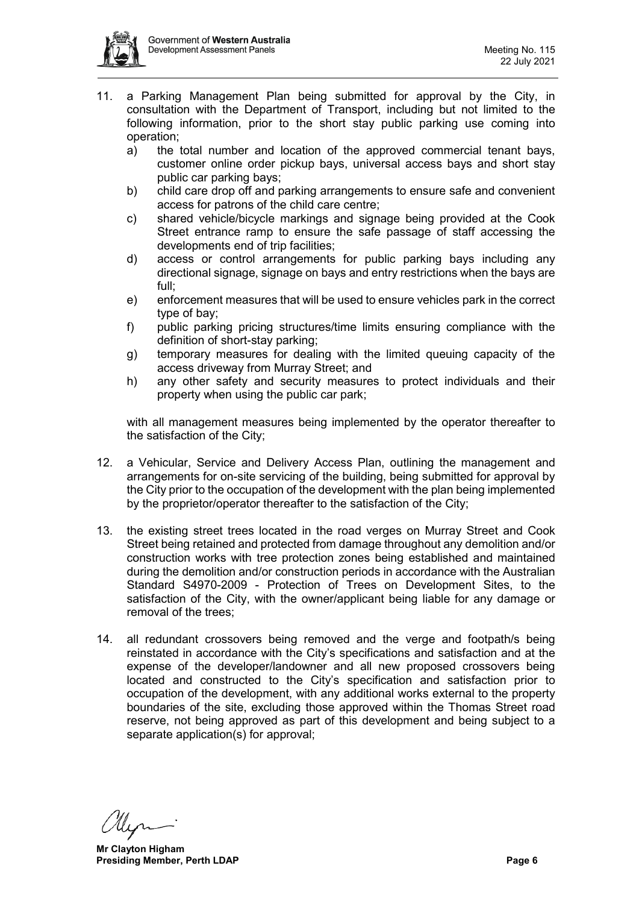11. a Parking Management Plan being submitted for approval by the City, in consultation with the Department of Transport, including but not limited to the following information, prior to the short stay public parking use coming into operation;
    a) the total number and location of the approved commercial tenant bays, customer online order pickup bays, universal access bays and short stay public car parking bays;
    b) child care drop off and parking arrangements to ensure safe and convenient access for patrons of the child care centre;
    c) shared vehicle/bicycle markings and signage being provided at the Cook Street entrance ramp to ensure the safe passage of staff accessing the developments end of trip facilities;
    d) access or control arrangements for public parking bays including any directional signage, signage on bays and entry restrictions when the bays are full;
    e) enforcement measures that will be used to ensure vehicles park in the correct type of bay;
    f) public parking pricing structures/time limits ensuring compliance with the definition of short-stay parking;
    g) temporary measures for dealing with the limited queuing capacity of the access driveway from Murray Street; and
    h) any other safety and security measures to protect individuals and their property when using the public car park;

    with all management measures being implemented by the operator thereafter to the satisfaction of the City;

12. a Vehicular, Service and Delivery Access Plan, outlining the management and arrangements for on-site servicing of the building, being submitted for approval by the City prior to the occupation of the development with the plan being implemented by the proprietor/operator thereafter to the satisfaction of the City;

13. the existing street trees located in the road verges on Murray Street and Cook Street being retained and protected from damage throughout any demolition and/or construction works with tree protection zones being established and maintained during the demolition and/or construction periods in accordance with the Australian Standard S4970-2009 - Protection of Trees on Development Sites, to the satisfaction of the City, with the owner/applicant being liable for any damage or removal of the trees;

14. all redundant crossovers being removed and the verge and footpath/s being reinstated in accordance with the City's specifications and satisfaction and at the expense of the developer/landowner and all new proposed crossovers being located and constructed to the City's specification and satisfaction prior to occupation of the development, with any additional works external to the property boundaries of the site, excluding those approved within the Thomas Street road reserve, not being approved as part of this development and being subject to a separate application(s) for approval;

**Mr Clayton Higham**
**Presiding Member, Perth LDAP**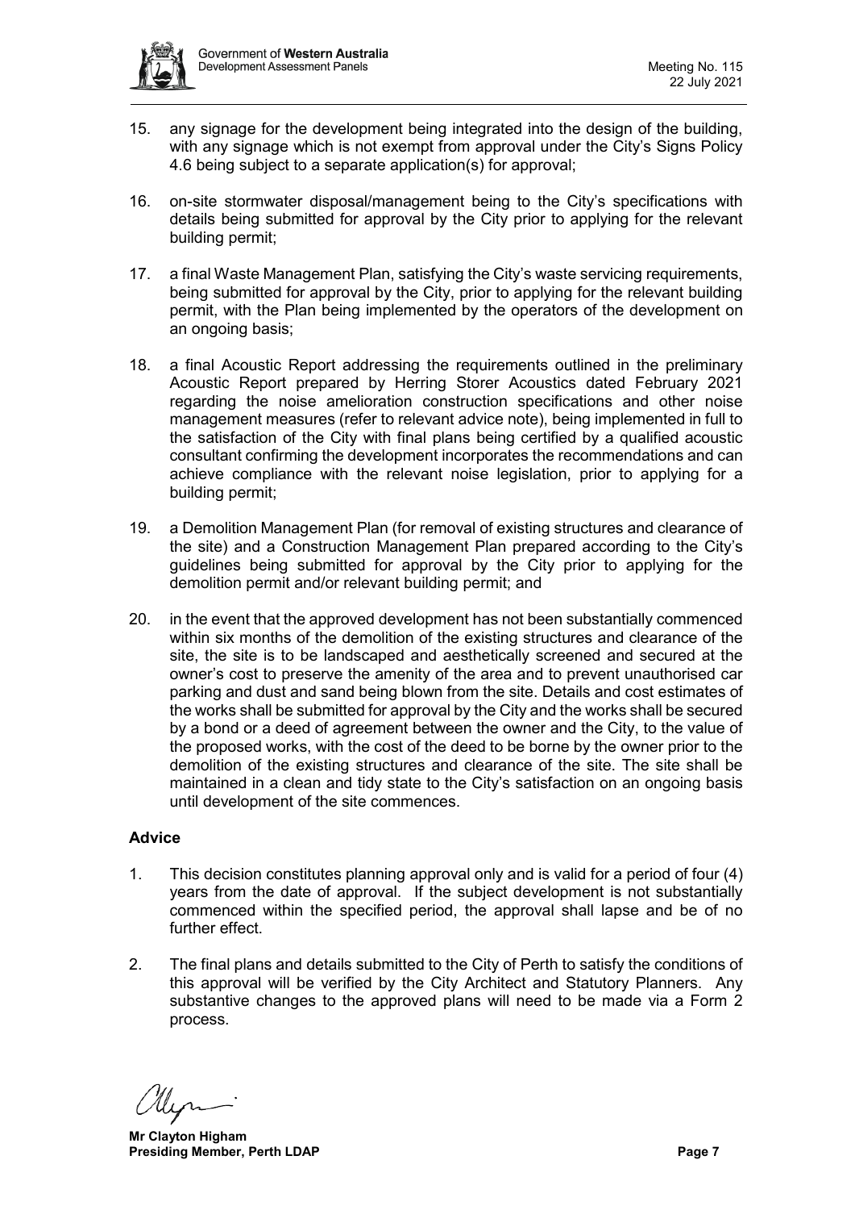15. any signage for the development being integrated into the design of the building, with any signage which is not exempt from approval under the City's Signs Policy 4.6 being subject to a separate application(s) for approval;

16. on-site stormwater disposal/management being to the City's specifications with details being submitted for approval by the City prior to applying for the relevant building permit;

17. a final Waste Management Plan, satisfying the City's waste servicing requirements, being submitted for approval by the City, prior to applying for the relevant building permit, with the Plan being implemented by the operators of the development on an ongoing basis;

18. a final Acoustic Report addressing the requirements outlined in the preliminary Acoustic Report prepared by Herring Storer Acoustics dated February 2021 regarding the noise amelioration construction specifications and other noise management measures (refer to relevant advice note), being implemented in full to the satisfaction of the City with final plans being certified by a qualified acoustic consultant confirming the development incorporates the recommendations and can achieve compliance with the relevant noise legislation, prior to applying for a building permit;

19. a Demolition Management Plan (for removal of existing structures and clearance of the site) and a Construction Management Plan prepared according to the City's guidelines being submitted for approval by the City prior to applying for the demolition permit and/or relevant building permit; and

20. in the event that the approved development has not been substantially commenced within six months of the demolition of the existing structures and clearance of the site, the site is to be landscaped and aesthetically screened and secured at the owner's cost to preserve the amenity of the area and to prevent unauthorised car parking and dust and sand being blown from the site. Details and cost estimates of the works shall be submitted for approval by the City and the works shall be secured by a bond or a deed of agreement between the owner and the City, to the value of the proposed works, with the cost of the deed to be borne by the owner prior to the demolition of the existing structures and clearance of the site. The site shall be maintained in a clean and tidy state to the City's satisfaction on an ongoing basis until development of the site commences.

**Advice**

1. This decision constitutes planning approval only and is valid for a period of four (4) years from the date of approval. If the subject development is not substantially commenced within the specified period, the approval shall lapse and be of no further effect.

2. The final plans and details submitted to the City of Perth to satisfy the conditions of this approval will be verified by the City Architect and Statutory Planners. Any substantive changes to the approved plans will need to be made via a Form 2 process.

**Mr Clayton Higham**
**Presiding Member, Perth LDAP**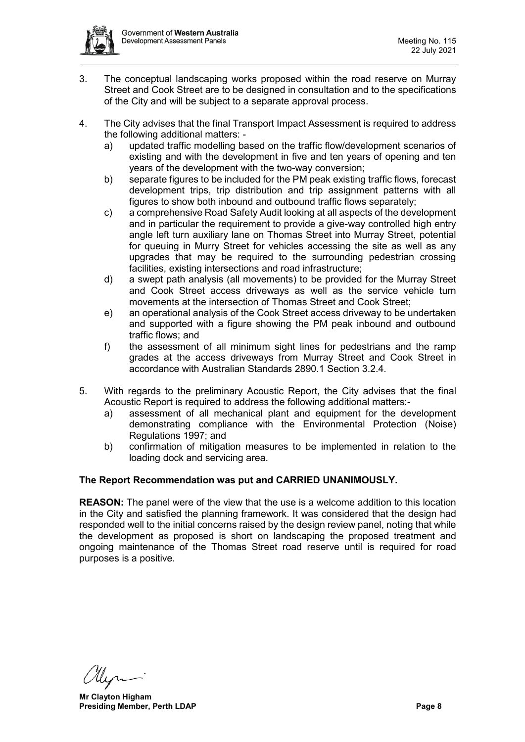3. The conceptual landscaping works proposed within the road reserve on Murray Street and Cook Street are to be designed in consultation and to the specifications of the City and will be subject to a separate approval process.

4. The City advises that the final Transport Impact Assessment is required to address the following additional matters: -
   a) updated traffic modelling based on the traffic flow/development scenarios of existing and with the development in five and ten years of opening and ten years of the development with the two-way conversion;
   b) separate figures to be included for the PM peak existing traffic flows, forecast development trips, trip distribution and trip assignment patterns with all figures to show both inbound and outbound traffic flows separately;
   c) a comprehensive Road Safety Audit looking at all aspects of the development and in particular the requirement to provide a give-way controlled high entry angle left turn auxiliary lane on Thomas Street into Murray Street, potential for queuing in Murry Street for vehicles accessing the site as well as any upgrades that may be required to the surrounding pedestrian crossing facilities, existing intersections and road infrastructure;
   d) a swept path analysis (all movements) to be provided for the Murray Street and Cook Street access driveways as well as the service vehicle turn movements at the intersection of Thomas Street and Cook Street;
   e) an operational analysis of the Cook Street access driveway to be undertaken and supported with a figure showing the PM peak inbound and outbound traffic flows; and
   f) the assessment of all minimum sight lines for pedestrians and the ramp grades at the access driveways from Murray Street and Cook Street in accordance with Australian Standards 2890.1 Section 3.2.4.

5. With regards to the preliminary Acoustic Report, the City advises that the final Acoustic Report is required to address the following additional matters:-
   a) assessment of all mechanical plant and equipment for the development demonstrating compliance with the Environmental Protection (Noise) Regulations 1997; and
   b) confirmation of mitigation measures to be implemented in relation to the loading dock and servicing area.

**The Report Recommendation was put and CARRIED UNANIMOUSLY.**

**REASON:** The panel were of the view that the use is a welcome addition to this location in the City and satisfied the planning framework. It was considered that the design had responded well to the initial concerns raised by the design review panel, noting that while the development as proposed is short on landscaping the proposed treatment and ongoing maintenance of the Thomas Street road reserve until is required for road purposes is a positive.

**Mr Clayton Higham**
**Presiding Member, Perth LDAP**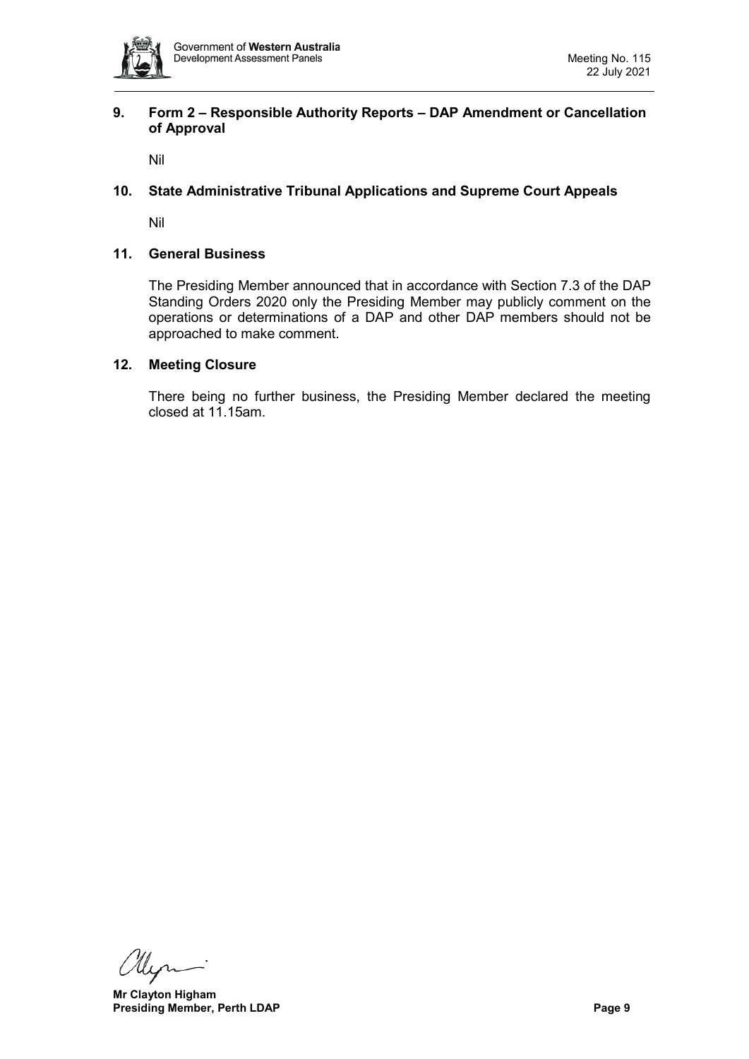## 9. Form 2 – Responsible Authority Reports – DAP Amendment or Cancellation of Approval

Nil

## 10. State Administrative Tribunal Applications and Supreme Court Appeals

Nil

## 11. General Business

The Presiding Member announced that in accordance with Section 7.3 of the DAP Standing Orders 2020 only the Presiding Member may publicly comment on the operations or determinations of a DAP and other DAP members should not be approached to make comment.

## 12. Meeting Closure

There being no further business, the Presiding Member declared the meeting closed at 11.15am.

**Mr Clayton Higham**
**Presiding Member, Perth LDAP**